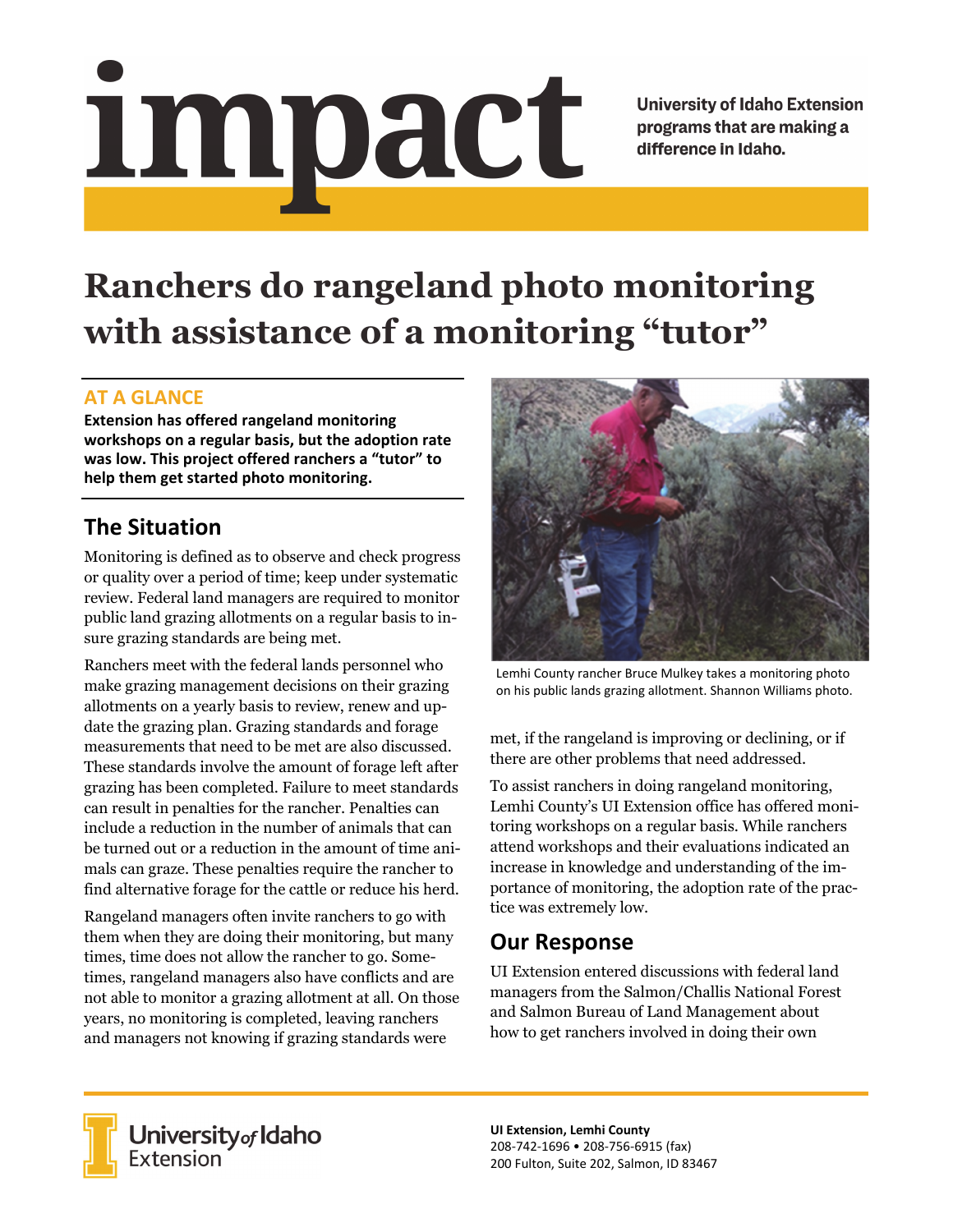# impact

University of Idaho Extension programs that are making a difference in Idaho.

# Ranchers do rangeland photo monitoring with assistance of a monitoring "tutor"

## AT A GLANCE

**Extension has offered rangeland monitoring workshops on a regular basis, but the adoption rate was low. This project offered ranchers a "tutor" to help them get started photo monitoring.**

## The Situation

Monitoring is defined as to observe and check progress or quality over a period of time; keep under systematic review. Federal land managers are required to monitor public land grazing allotments on a regular basis to insure grazing standards are being met.

Ranchers meet with the federal lands personnel who make grazing management decisions on their grazing allotments on a yearly basis to review, renew and update the grazing plan. Grazing standards and forage measurements that need to be met are also discussed. These standards involve the amount of forage left after grazing has been completed. Failure to meet standards can result in penalties for the rancher. Penalties can include a reduction in the number of animals that can be turned out or a reduction in the amount of time animals can graze. These penalties require the rancher to find alternative forage for the cattle or reduce his herd.

Rangeland managers often invite ranchers to go with them when they are doing their monitoring, but many times, time does not allow the rancher to go. Sometimes, rangeland managers also have conflicts and are not able to monitor a grazing allotment at all. On those years, no monitoring is completed, leaving ranchers and managers not knowing if grazing standards were met, if the rangeland is improving or declining, or if there are other problems that need addressed.

Lemhi County rancher Bruce Mulkey takes a monitoring photo on his public lands grazing allotment. Shannon Williams photo.

To assist ranchers in doing rangeland monitoring, Lemhi County's UI Extension office has offered monitoring workshops on a regular basis. While ranchers attend workshops and their evaluations indicated an increase in knowledge and understanding of the importance of monitoring, the adoption rate of the practice was extremely low.

## Our Response

UI Extension entered discussions with federal land managers from the Salmon/Challis National Forest and Salmon Bureau of Land Management about how to get ranchers involved in doing their own

University of Idaho Extension

**UI Extension, Lemhi County**
208-742-1696 • 208-756-6915 (fax)
200 Fulton, Suite 202, Salmon, ID 83467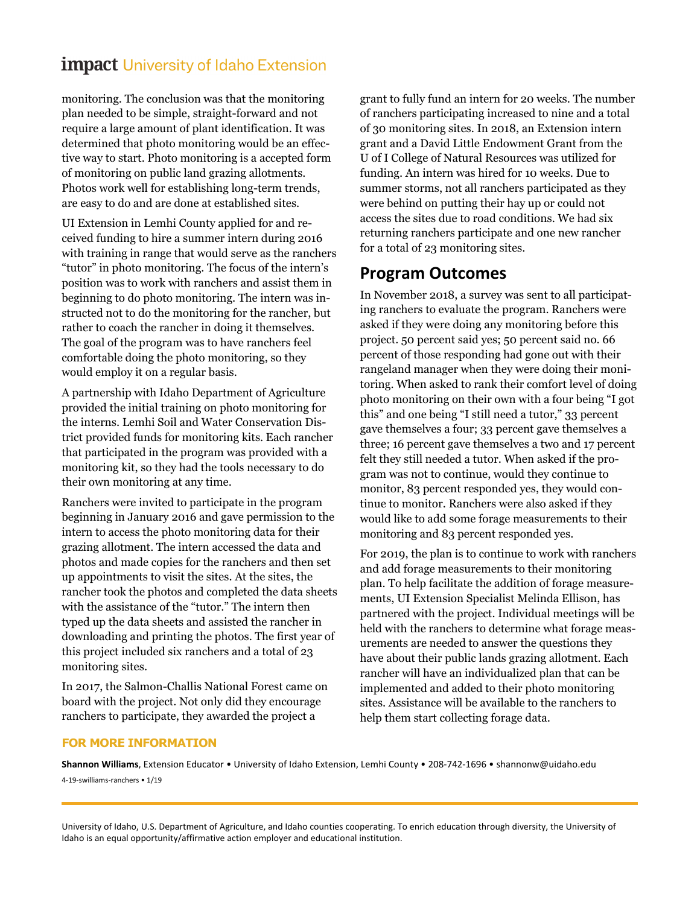monitoring. The conclusion was that the monitoring plan needed to be simple, straight-forward and not require a large amount of plant identification. It was determined that photo monitoring would be an effective way to start. Photo monitoring is a accepted form of monitoring on public land grazing allotments. Photos work well for establishing long-term trends, are easy to do and are done at established sites.

UI Extension in Lemhi County applied for and received funding to hire a summer intern during 2016 with training in range that would serve as the ranchers "tutor" in photo monitoring. The focus of the intern's position was to work with ranchers and assist them in beginning to do photo monitoring. The intern was instructed not to do the monitoring for the rancher, but rather to coach the rancher in doing it themselves. The goal of the program was to have ranchers feel comfortable doing the photo monitoring, so they would employ it on a regular basis.

A partnership with Idaho Department of Agriculture provided the initial training on photo monitoring for the interns. Lemhi Soil and Water Conservation District provided funds for monitoring kits. Each rancher that participated in the program was provided with a monitoring kit, so they had the tools necessary to do their own monitoring at any time.

Ranchers were invited to participate in the program beginning in January 2016 and gave permission to the intern to access the photo monitoring data for their grazing allotment. The intern accessed the data and photos and made copies for the ranchers and then set up appointments to visit the sites. At the sites, the rancher took the photos and completed the data sheets with the assistance of the "tutor." The intern then typed up the data sheets and assisted the rancher in downloading and printing the photos. The first year of this project included six ranchers and a total of 23 monitoring sites.

In 2017, the Salmon-Challis National Forest came on board with the project. Not only did they encourage ranchers to participate, they awarded the project a grant to fully fund an intern for 20 weeks. The number of ranchers participating increased to nine and a total of 30 monitoring sites. In 2018, an Extension intern grant and a David Little Endowment Grant from the U of I College of Natural Resources was utilized for funding. An intern was hired for 10 weeks. Due to summer storms, not all ranchers participated as they were behind on putting their hay up or could not access the sites due to road conditions. We had six returning ranchers participate and one new rancher for a total of 23 monitoring sites.

## Program Outcomes

In November 2018, a survey was sent to all participating ranchers to evaluate the program. Ranchers were asked if they were doing any monitoring before this project. 50 percent said yes; 50 percent said no. 66 percent of those responding had gone out with their rangeland manager when they were doing their monitoring. When asked to rank their comfort level of doing photo monitoring on their own with a four being "I got this" and one being "I still need a tutor," 33 percent gave themselves a four; 33 percent gave themselves a three; 16 percent gave themselves a two and 17 percent felt they still needed a tutor. When asked if the program was not to continue, would they continue to monitor, 83 percent responded yes, they would continue to monitor. Ranchers were also asked if they would like to add some forage measurements to their monitoring and 83 percent responded yes.

For 2019, the plan is to continue to work with ranchers and add forage measurements to their monitoring plan. To help facilitate the addition of forage measurements, UI Extension Specialist Melinda Ellison, has partnered with the project. Individual meetings will be held with the ranchers to determine what forage measurements are needed to answer the questions they have about their public lands grazing allotment. Each rancher will have an individualized plan that can be implemented and added to their photo monitoring sites. Assistance will be available to the ranchers to help them start collecting forage data.

### FOR MORE INFORMATION

**Shannon Williams**, Extension Educator • University of Idaho Extension, Lemhi County • 208-742-1696 • shannonw@uidaho.edu

4-19-swilliams-ranchers • 1/19

University of Idaho, U.S. Department of Agriculture, and Idaho counties cooperating. To enrich education through diversity, the University of Idaho is an equal opportunity/affirmative action employer and educational institution.